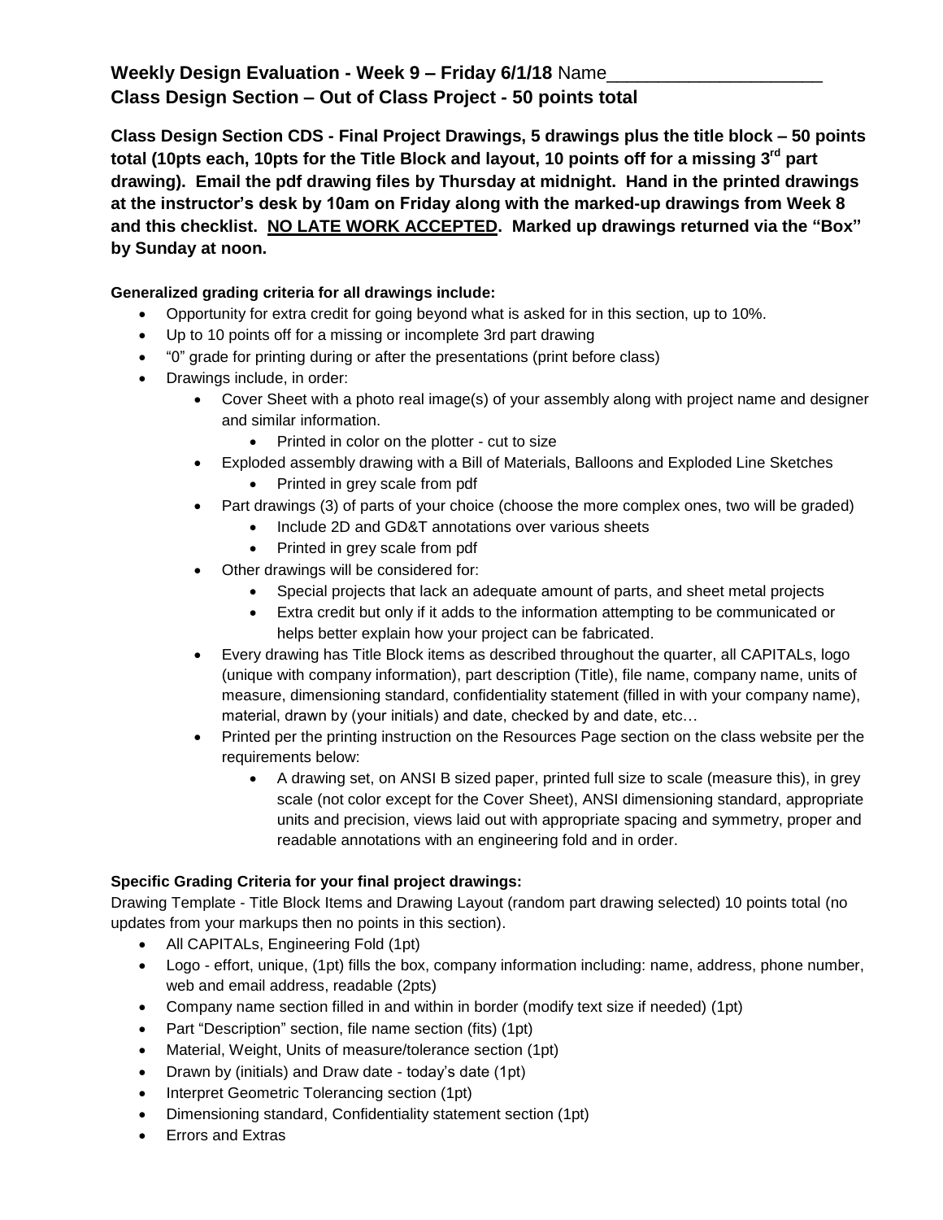**Weekly Design Evaluation - Week 9 – Friday 6/1/18** Name_____________________
**Class Design Section – Out of Class Project - 50 points total**

**Class Design Section CDS - Final Project Drawings, 5 drawings plus the title block – 50 points total (10pts each, 10pts for the Title Block and layout, 10 points off for a missing 3rd part drawing). Email the pdf drawing files by Thursday at midnight. Hand in the printed drawings at the instructor's desk by 10am on Friday along with the marked-up drawings from Week 8 and this checklist. NO LATE WORK ACCEPTED. Marked up drawings returned via the "Box" by Sunday at noon.**

**Generalized grading criteria for all drawings include:**

- Opportunity for extra credit for going beyond what is asked for in this section, up to 10%.
- Up to 10 points off for a missing or incomplete 3rd part drawing
- "0" grade for printing during or after the presentations (print before class)
- Drawings include, in order:
  - Cover Sheet with a photo real image(s) of your assembly along with project name and designer and similar information.
    - Printed in color on the plotter - cut to size
  - Exploded assembly drawing with a Bill of Materials, Balloons and Exploded Line Sketches
    - Printed in grey scale from pdf
  - Part drawings (3) of parts of your choice (choose the more complex ones, two will be graded)
    - Include 2D and GD&T annotations over various sheets
    - Printed in grey scale from pdf
  - Other drawings will be considered for:
    - Special projects that lack an adequate amount of parts, and sheet metal projects
    - Extra credit but only if it adds to the information attempting to be communicated or helps better explain how your project can be fabricated.
  - Every drawing has Title Block items as described throughout the quarter, all CAPITALs, logo (unique with company information), part description (Title), file name, company name, units of measure, dimensioning standard, confidentiality statement (filled in with your company name), material, drawn by (your initials) and date, checked by and date, etc…
  - Printed per the printing instruction on the Resources Page section on the class website per the requirements below:
    - A drawing set, on ANSI B sized paper, printed full size to scale (measure this), in grey scale (not color except for the Cover Sheet), ANSI dimensioning standard, appropriate units and precision, views laid out with appropriate spacing and symmetry, proper and readable annotations with an engineering fold and in order.

**Specific Grading Criteria for your final project drawings:**

Drawing Template - Title Block Items and Drawing Layout (random part drawing selected) 10 points total (no updates from your markups then no points in this section).

- All CAPITALs, Engineering Fold (1pt)
- Logo - effort, unique, (1pt) fills the box, company information including: name, address, phone number, web and email address, readable (2pts)
- Company name section filled in and within in border (modify text size if needed) (1pt)
- Part "Description" section, file name section (fits) (1pt)
- Material, Weight, Units of measure/tolerance section (1pt)
- Drawn by (initials) and Draw date - today's date (1pt)
- Interpret Geometric Tolerancing section (1pt)
- Dimensioning standard, Confidentiality statement section (1pt)
- Errors and Extras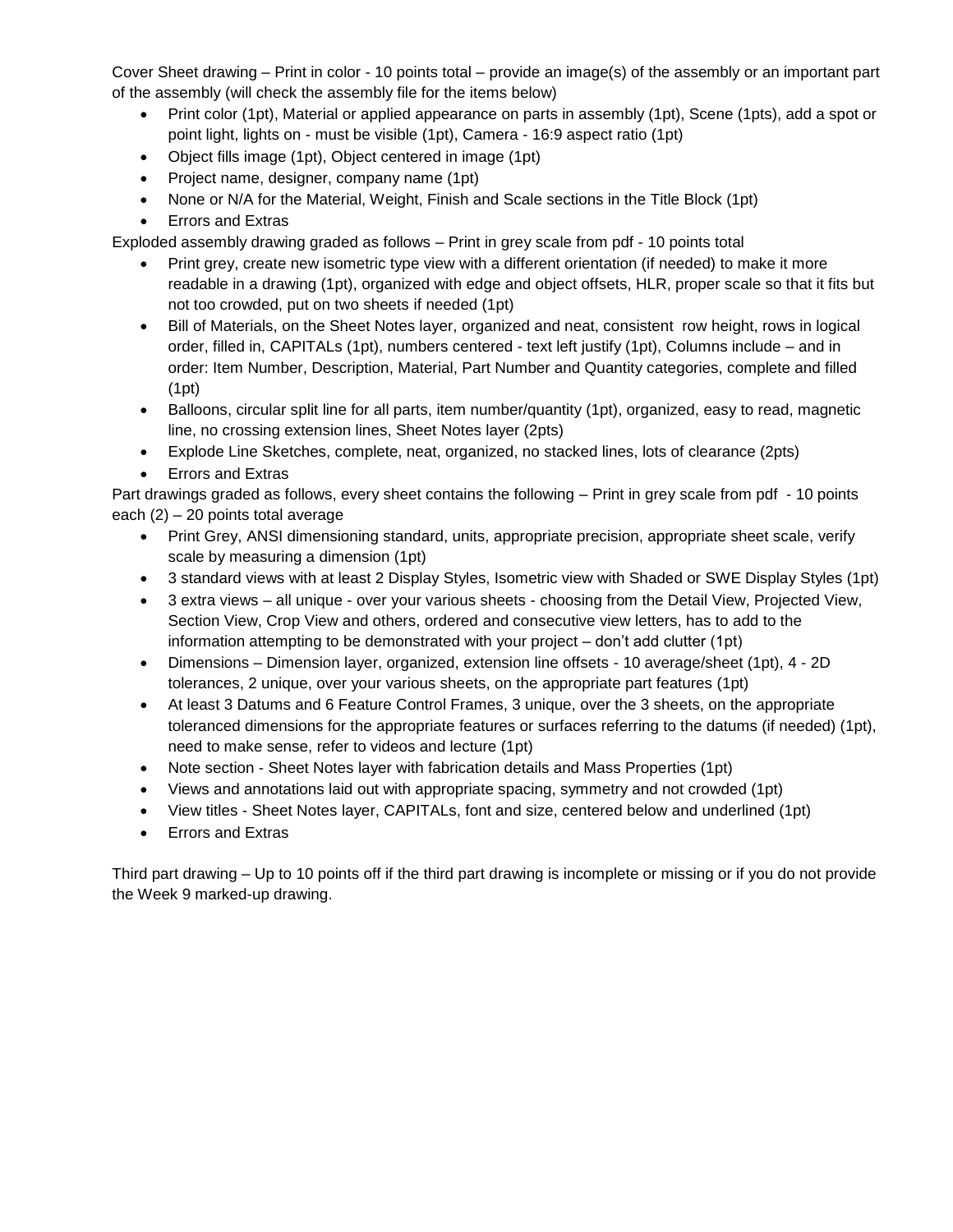Cover Sheet drawing – Print in color - 10 points total – provide an image(s) of the assembly or an important part of the assembly (will check the assembly file for the items below)

- Print color (1pt), Material or applied appearance on parts in assembly (1pt), Scene (1pts), add a spot or point light, lights on - must be visible (1pt), Camera - 16:9 aspect ratio (1pt)
- Object fills image (1pt), Object centered in image (1pt)
- Project name, designer, company name (1pt)
- None or N/A for the Material, Weight, Finish and Scale sections in the Title Block (1pt)
- Errors and Extras

Exploded assembly drawing graded as follows – Print in grey scale from pdf - 10 points total

- Print grey, create new isometric type view with a different orientation (if needed) to make it more readable in a drawing (1pt), organized with edge and object offsets, HLR, proper scale so that it fits but not too crowded, put on two sheets if needed (1pt)
- Bill of Materials, on the Sheet Notes layer, organized and neat, consistent row height, rows in logical order, filled in, CAPITALs (1pt), numbers centered - text left justify (1pt), Columns include – and in order: Item Number, Description, Material, Part Number and Quantity categories, complete and filled (1pt)
- Balloons, circular split line for all parts, item number/quantity (1pt), organized, easy to read, magnetic line, no crossing extension lines, Sheet Notes layer (2pts)
- Explode Line Sketches, complete, neat, organized, no stacked lines, lots of clearance (2pts)
- Errors and Extras

Part drawings graded as follows, every sheet contains the following – Print in grey scale from pdf - 10 points each (2) – 20 points total average

- Print Grey, ANSI dimensioning standard, units, appropriate precision, appropriate sheet scale, verify scale by measuring a dimension (1pt)
- 3 standard views with at least 2 Display Styles, Isometric view with Shaded or SWE Display Styles (1pt)
- 3 extra views – all unique - over your various sheets - choosing from the Detail View, Projected View, Section View, Crop View and others, ordered and consecutive view letters, has to add to the information attempting to be demonstrated with your project – don't add clutter (1pt)
- Dimensions – Dimension layer, organized, extension line offsets - 10 average/sheet (1pt), 4 - 2D tolerances, 2 unique, over your various sheets, on the appropriate part features (1pt)
- At least 3 Datums and 6 Feature Control Frames, 3 unique, over the 3 sheets, on the appropriate toleranced dimensions for the appropriate features or surfaces referring to the datums (if needed) (1pt), need to make sense, refer to videos and lecture (1pt)
- Note section - Sheet Notes layer with fabrication details and Mass Properties (1pt)
- Views and annotations laid out with appropriate spacing, symmetry and not crowded (1pt)
- View titles - Sheet Notes layer, CAPITALs, font and size, centered below and underlined (1pt)
- Errors and Extras

Third part drawing – Up to 10 points off if the third part drawing is incomplete or missing or if you do not provide the Week 9 marked-up drawing.